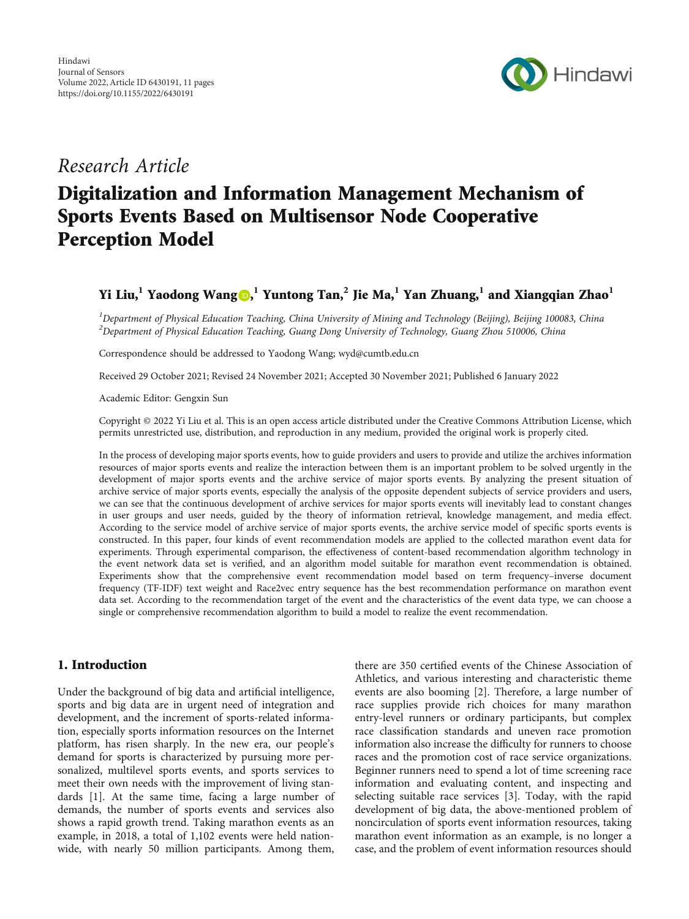*Research Article*

# Digitalization and Information Management Mechanism of Sports Events Based on Multisensor Node Cooperative Perception Model

**Yi Liu,[1] Yaodong Wang,[1] Yuntong Tan,[2] Jie Ma,[1] Yan Zhuang,[1] and Xiangqian Zhao[1]**

[1]*Department of Physical Education Teaching, China University of Mining and Technology (Beijing), Beijing 100083, China*
[2]*Department of Physical Education Teaching, Guang Dong University of Technology, Guang Zhou 510006, China*

Correspondence should be addressed to Yaodong Wang; wyd@cumtb.edu.cn

Received 29 October 2021; Revised 24 November 2021; Accepted 30 November 2021; Published 6 January 2022

Academic Editor: Gengxin Sun

Copyright © 2022 Yi Liu et al. This is an open access article distributed under the Creative Commons Attribution License, which permits unrestricted use, distribution, and reproduction in any medium, provided the original work is properly cited.

In the process of developing major sports events, how to guide providers and users to provide and utilize the archives information resources of major sports events and realize the interaction between them is an important problem to be solved urgently in the development of major sports events and the archive service of major sports events. By analyzing the present situation of archive service of major sports events, especially the analysis of the opposite dependent subjects of service providers and users, we can see that the continuous development of archive services for major sports events will inevitably lead to constant changes in user groups and user needs, guided by the theory of information retrieval, knowledge management, and media effect. According to the service model of archive service of major sports events, the archive service model of specific sports events is constructed. In this paper, four kinds of event recommendation models are applied to the collected marathon event data for experiments. Through experimental comparison, the effectiveness of content-based recommendation algorithm technology in the event network data set is verified, and an algorithm model suitable for marathon event recommendation is obtained. Experiments show that the comprehensive event recommendation model based on term frequency–inverse document frequency (TF-IDF) text weight and Race2vec entry sequence has the best recommendation performance on marathon event data set. According to the recommendation target of the event and the characteristics of the event data type, we can choose a single or comprehensive recommendation algorithm to build a model to realize the event recommendation.

## 1. Introduction

Under the background of big data and artificial intelligence, sports and big data are in urgent need of integration and development, and the increment of sports-related information, especially sports information resources on the Internet platform, has risen sharply. In the new era, our people's demand for sports is characterized by pursuing more personalized, multilevel sports events, and sports services to meet their own needs with the improvement of living standards [1]. At the same time, facing a large number of demands, the number of sports events and services also shows a rapid growth trend. Taking marathon events as an example, in 2018, a total of 1,102 events were held nationwide, with nearly 50 million participants. Among them, there are 350 certified events of the Chinese Association of Athletics, and various interesting and characteristic theme events are also booming [2]. Therefore, a large number of race supplies provide rich choices for many marathon entry-level runners or ordinary participants, but complex race classification standards and uneven race promotion information also increase the difficulty for runners to choose races and the promotion cost of race service organizations. Beginner runners need to spend a lot of time screening race information and evaluating content, and inspecting and selecting suitable race services [3]. Today, with the rapid development of big data, the above-mentioned problem of noncirculation of sports event information resources, taking marathon event information as an example, is no longer a case, and the problem of event information resources should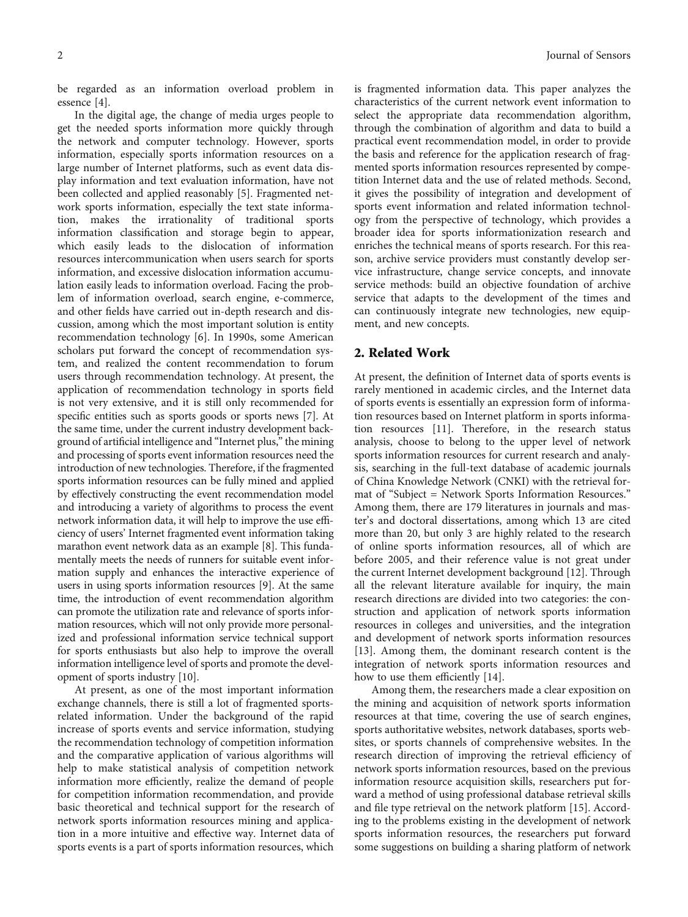be regarded as an information overload problem in essence [4].

In the digital age, the change of media urges people to get the needed sports information more quickly through the network and computer technology. However, sports information, especially sports information resources on a large number of Internet platforms, such as event data display information and text evaluation information, have not been collected and applied reasonably [5]. Fragmented network sports information, especially the text state information, makes the irrationality of traditional sports information classification and storage begin to appear, which easily leads to the dislocation of information resources intercommunication when users search for sports information, and excessive dislocation information accumulation easily leads to information overload. Facing the problem of information overload, search engine, e-commerce, and other fields have carried out in-depth research and discussion, among which the most important solution is entity recommendation technology [6]. In 1990s, some American scholars put forward the concept of recommendation system, and realized the content recommendation to forum users through recommendation technology. At present, the application of recommendation technology in sports field is not very extensive, and it is still only recommended for specific entities such as sports goods or sports news [7]. At the same time, under the current industry development background of artificial intelligence and "Internet plus," the mining and processing of sports event information resources need the introduction of new technologies. Therefore, if the fragmented sports information resources can be fully mined and applied by effectively constructing the event recommendation model and introducing a variety of algorithms to process the event network information data, it will help to improve the use efficiency of users' Internet fragmented event information taking marathon event network data as an example [8]. This fundamentally meets the needs of runners for suitable event information supply and enhances the interactive experience of users in using sports information resources [9]. At the same time, the introduction of event recommendation algorithm can promote the utilization rate and relevance of sports information resources, which will not only provide more personalized and professional information service technical support for sports enthusiasts but also help to improve the overall information intelligence level of sports and promote the development of sports industry [10].

At present, as one of the most important information exchange channels, there is still a lot of fragmented sports-related information. Under the background of the rapid increase of sports events and service information, studying the recommendation technology of competition information and the comparative application of various algorithms will help to make statistical analysis of competition network information more efficiently, realize the demand of people for competition information recommendation, and provide basic theoretical and technical support for the research of network sports information resources mining and application in a more intuitive and effective way. Internet data of sports events is a part of sports information resources, which is fragmented information data. This paper analyzes the characteristics of the current network event information to select the appropriate data recommendation algorithm, through the combination of algorithm and data to build a practical event recommendation model, in order to provide the basis and reference for the application research of fragmented sports information resources represented by competition Internet data and the use of related methods. Second, it gives the possibility of integration and development of sports event information and related information technology from the perspective of technology, which provides a broader idea for sports informationization research and enriches the technical means of sports research. For this reason, archive service providers must constantly develop service infrastructure, change service concepts, and innovate service methods: build an objective foundation of archive service that adapts to the development of the times and can continuously integrate new technologies, new equipment, and new concepts.

## 2. Related Work

At present, the definition of Internet data of sports events is rarely mentioned in academic circles, and the Internet data of sports events is essentially an expression form of information resources based on Internet platform in sports information resources [11]. Therefore, in the research status analysis, choose to belong to the upper level of network sports information resources for current research and analysis, searching in the full-text database of academic journals of China Knowledge Network (CNKI) with the retrieval format of "Subject = Network Sports Information Resources." Among them, there are 179 literatures in journals and master's and doctoral dissertations, among which 13 are cited more than 20, but only 3 are highly related to the research of online sports information resources, all of which are before 2005, and their reference value is not great under the current Internet development background [12]. Through all the relevant literature available for inquiry, the main research directions are divided into two categories: the construction and application of network sports information resources in colleges and universities, and the integration and development of network sports information resources [13]. Among them, the dominant research content is the integration of network sports information resources and how to use them efficiently [14].

Among them, the researchers made a clear exposition on the mining and acquisition of network sports information resources at that time, covering the use of search engines, sports authoritative websites, network databases, sports websites, or sports channels of comprehensive websites. In the research direction of improving the retrieval efficiency of network sports information resources, based on the previous information resource acquisition skills, researchers put forward a method of using professional database retrieval skills and file type retrieval on the network platform [15]. According to the problems existing in the development of network sports information resources, the researchers put forward some suggestions on building a sharing platform of network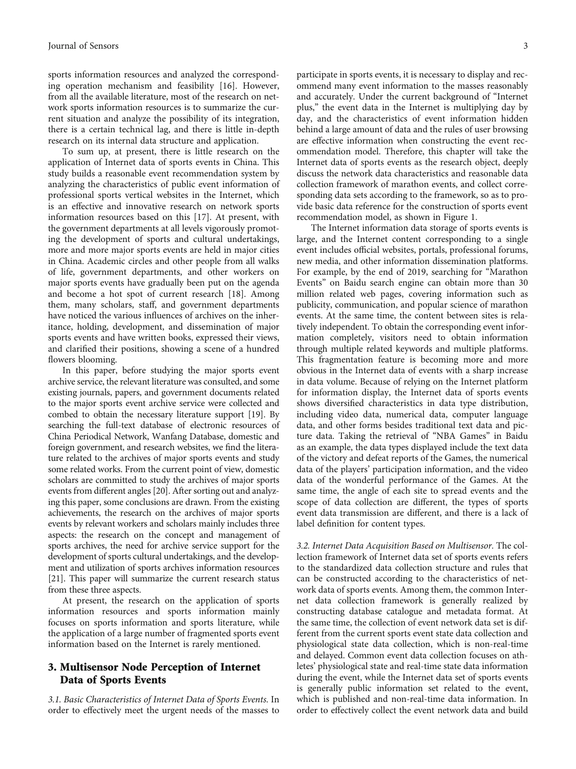sports information resources and analyzed the corresponding operation mechanism and feasibility [16]. However, from all the available literature, most of the research on network sports information resources is to summarize the current situation and analyze the possibility of its integration, there is a certain technical lag, and there is little in-depth research on its internal data structure and application.

To sum up, at present, there is little research on the application of Internet data of sports events in China. This study builds a reasonable event recommendation system by analyzing the characteristics of public event information of professional sports vertical websites in the Internet, which is an effective and innovative research on network sports information resources based on this [17]. At present, with the government departments at all levels vigorously promoting the development of sports and cultural undertakings, more and more major sports events are held in major cities in China. Academic circles and other people from all walks of life, government departments, and other workers on major sports events have gradually been put on the agenda and become a hot spot of current research [18]. Among them, many scholars, staff, and government departments have noticed the various influences of archives on the inheritance, holding, development, and dissemination of major sports events and have written books, expressed their views, and clarified their positions, showing a scene of a hundred flowers blooming.

In this paper, before studying the major sports event archive service, the relevant literature was consulted, and some existing journals, papers, and government documents related to the major sports event archive service were collected and combed to obtain the necessary literature support [19]. By searching the full-text database of electronic resources of China Periodical Network, Wanfang Database, domestic and foreign government, and research websites, we find the literature related to the archives of major sports events and study some related works. From the current point of view, domestic scholars are committed to study the archives of major sports events from different angles [20]. After sorting out and analyzing this paper, some conclusions are drawn. From the existing achievements, the research on the archives of major sports events by relevant workers and scholars mainly includes three aspects: the research on the concept and management of sports archives, the need for archive service support for the development of sports cultural undertakings, and the development and utilization of sports archives information resources [21]. This paper will summarize the current research status from these three aspects.

At present, the research on the application of sports information resources and sports information mainly focuses on sports information and sports literature, while the application of a large number of fragmented sports event information based on the Internet is rarely mentioned.

## 3. Multisensor Node Perception of Internet Data of Sports Events

*3.1. Basic Characteristics of Internet Data of Sports Events.* In order to effectively meet the urgent needs of the masses to participate in sports events, it is necessary to display and recommend many event information to the masses reasonably and accurately. Under the current background of "Internet plus," the event data in the Internet is multiplying day by day, and the characteristics of event information hidden behind a large amount of data and the rules of user browsing are effective information when constructing the event recommendation model. Therefore, this chapter will take the Internet data of sports events as the research object, deeply discuss the network data characteristics and reasonable data collection framework of marathon events, and collect corresponding data sets according to the framework, so as to provide basic data reference for the construction of sports event recommendation model, as shown in Figure 1.

The Internet information data storage of sports events is large, and the Internet content corresponding to a single event includes official websites, portals, professional forums, new media, and other information dissemination platforms. For example, by the end of 2019, searching for "Marathon Events" on Baidu search engine can obtain more than 30 million related web pages, covering information such as publicity, communication, and popular science of marathon events. At the same time, the content between sites is relatively independent. To obtain the corresponding event information completely, visitors need to obtain information through multiple related keywords and multiple platforms. This fragmentation feature is becoming more and more obvious in the Internet data of events with a sharp increase in data volume. Because of relying on the Internet platform for information display, the Internet data of sports events shows diversified characteristics in data type distribution, including video data, numerical data, computer language data, and other forms besides traditional text data and picture data. Taking the retrieval of "NBA Games" in Baidu as an example, the data types displayed include the text data of the victory and defeat reports of the Games, the numerical data of the players' participation information, and the video data of the wonderful performance of the Games. At the same time, the angle of each site to spread events and the scope of data collection are different, the types of sports event data transmission are different, and there is a lack of label definition for content types.

*3.2. Internet Data Acquisition Based on Multisensor.* The collection framework of Internet data set of sports events refers to the standardized data collection structure and rules that can be constructed according to the characteristics of network data of sports events. Among them, the common Internet data collection framework is generally realized by constructing database catalogue and metadata format. At the same time, the collection of event network data set is different from the current sports event state data collection and physiological state data collection, which is non-real-time and delayed. Common event data collection focuses on athletes' physiological state and real-time state data information during the event, while the Internet data set of sports events is generally public information set related to the event, which is published and non-real-time data information. In order to effectively collect the event network data and build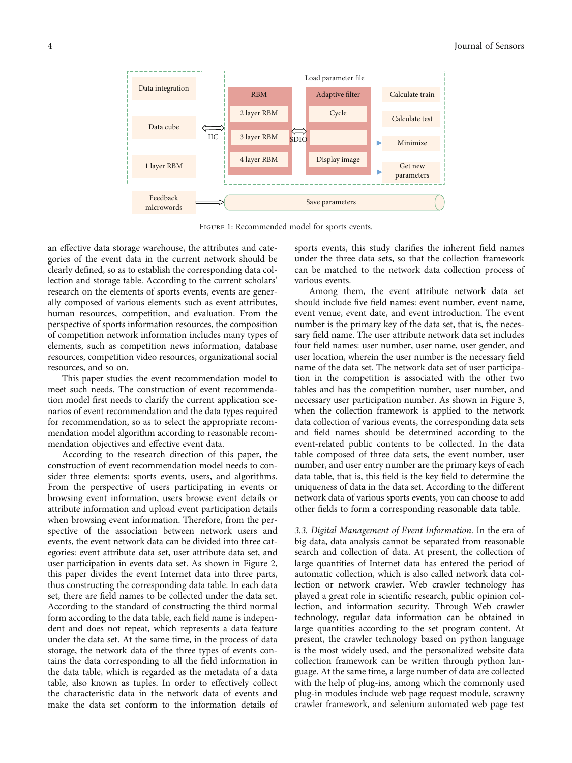Figure 1: Recommended model for sports events.

an effective data storage warehouse, the attributes and categories of the event data in the current network should be clearly defined, so as to establish the corresponding data collection and storage table. According to the current scholars' research on the elements of sports events, events are generally composed of various elements such as event attributes, human resources, competition, and evaluation. From the perspective of sports information resources, the composition of competition network information includes many types of elements, such as competition news information, database resources, competition video resources, organizational social resources, and so on.

This paper studies the event recommendation model to meet such needs. The construction of event recommendation model first needs to clarify the current application scenarios of event recommendation and the data types required for recommendation, so as to select the appropriate recommendation model algorithm according to reasonable recommendation objectives and effective event data.

According to the research direction of this paper, the construction of event recommendation model needs to consider three elements: sports events, users, and algorithms. From the perspective of users participating in events or browsing event information, users browse event details or attribute information and upload event participation details when browsing event information. Therefore, from the perspective of the association between network users and events, the event network data can be divided into three categories: event attribute data set, user attribute data set, and user participation in events data set. As shown in Figure 2, this paper divides the event Internet data into three parts, thus constructing the corresponding data table. In each data set, there are field names to be collected under the data set. According to the standard of constructing the third normal form according to the data table, each field name is independent and does not repeat, which represents a data feature under the data set. At the same time, in the process of data storage, the network data of the three types of events contains the data corresponding to all the field information in the data table, which is regarded as the metadata of a data table, also known as tuples. In order to effectively collect the characteristic data in the network data of events and make the data set conform to the information details of sports events, this study clarifies the inherent field names under the three data sets, so that the collection framework can be matched to the network data collection process of various events.

Among them, the event attribute network data set should include five field names: event number, event name, event venue, event date, and event introduction. The event number is the primary key of the data set, that is, the necessary field name. The user attribute network data set includes four field names: user number, user name, user gender, and user location, wherein the user number is the necessary field name of the data set. The network data set of user participation in the competition is associated with the other two tables and has the competition number, user number, and necessary user participation number. As shown in Figure 3, when the collection framework is applied to the network data collection of various events, the corresponding data sets and field names should be determined according to the event-related public contents to be collected. In the data table composed of three data sets, the event number, user number, and user entry number are the primary keys of each data table, that is, this field is the key field to determine the uniqueness of data in the data set. According to the different network data of various sports events, you can choose to add other fields to form a corresponding reasonable data table.

*3.3. Digital Management of Event Information.* In the era of big data, data analysis cannot be separated from reasonable search and collection of data. At present, the collection of large quantities of Internet data has entered the period of automatic collection, which is also called network data collection or network crawler. Web crawler technology has played a great role in scientific research, public opinion collection, and information security. Through Web crawler technology, regular data information can be obtained in large quantities according to the set program content. At present, the crawler technology based on python language is the most widely used, and the personalized website data collection framework can be written through python language. At the same time, a large number of data are collected with the help of plug-ins, among which the commonly used plug-in modules include web page request module, scrawny crawler framework, and selenium automated web page test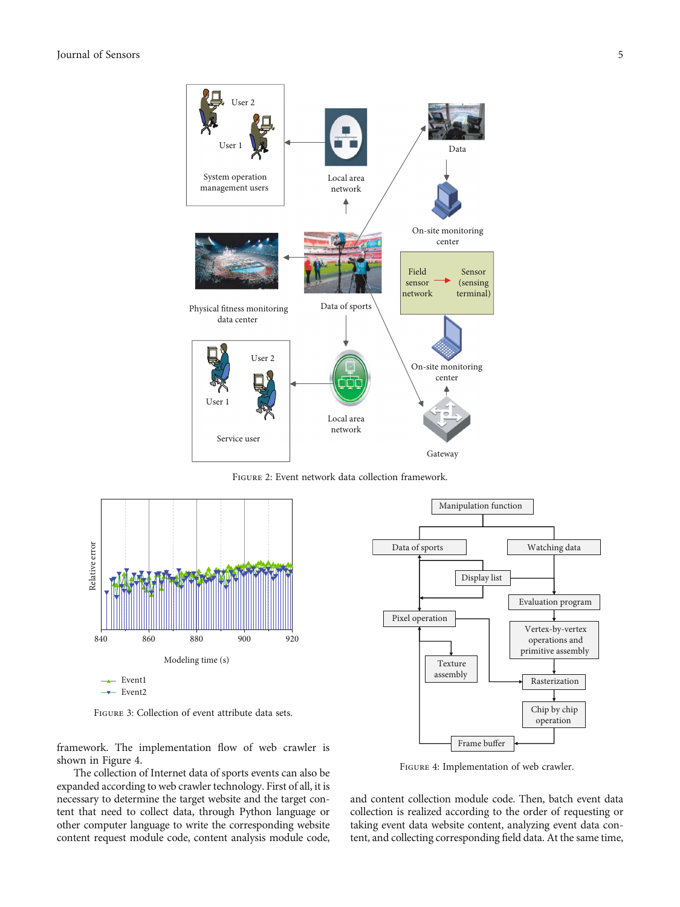Figure 2: Event network data collection framework.

Figure 3: Collection of event attribute data sets.

Figure 4: Implementation of web crawler.

framework. The implementation flow of web crawler is shown in Figure 4.

The collection of Internet data of sports events can also be expanded according to web crawler technology. First of all, it is necessary to determine the target website and the target content that need to collect data, through Python language or other computer language to write the corresponding website content request module code, content analysis module code, and content collection module code. Then, batch event data collection is realized according to the order of requesting or taking event data website content, analyzing event data content, and collecting corresponding field data. At the same time,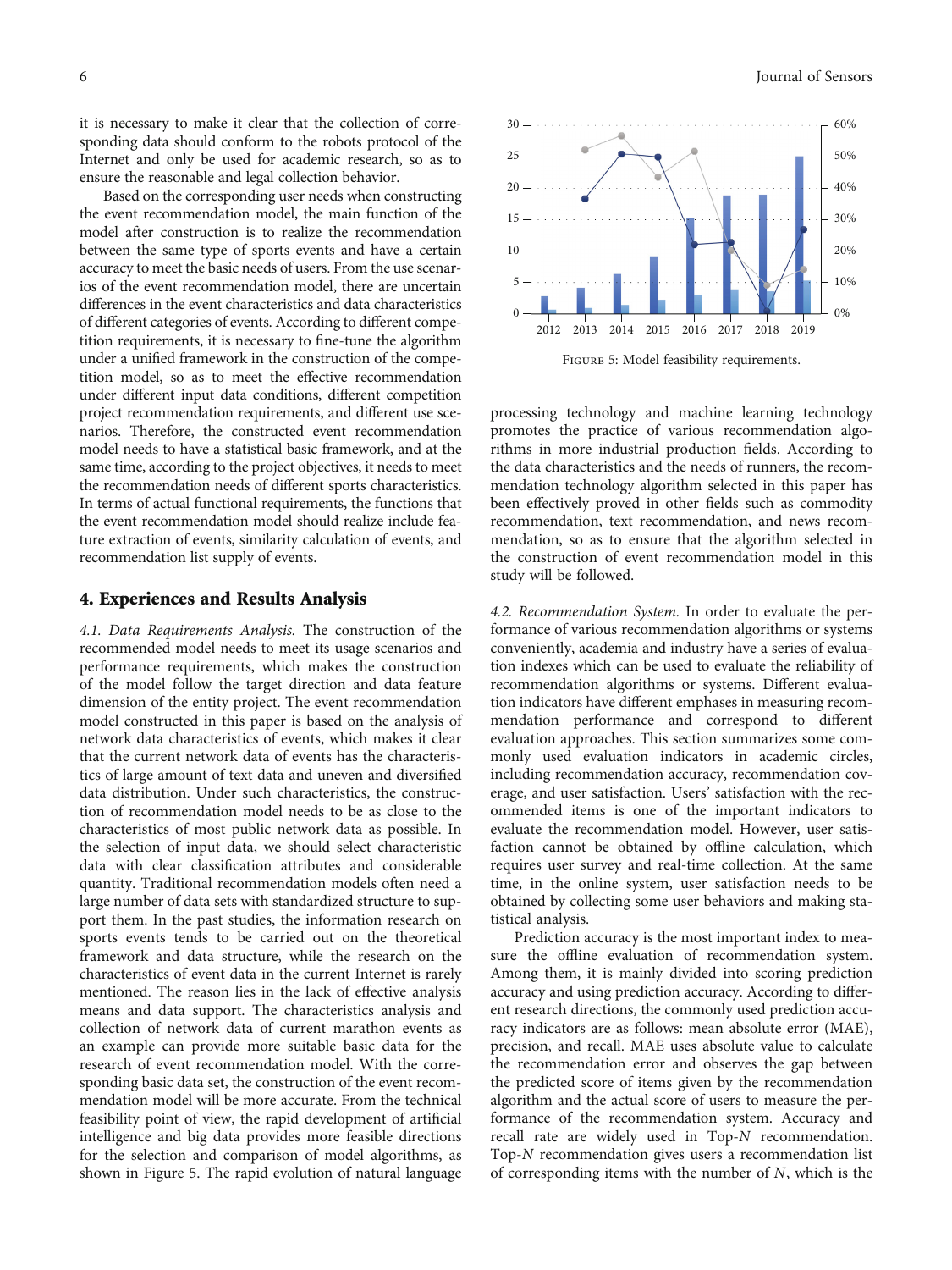it is necessary to make it clear that the collection of corresponding data should conform to the robots protocol of the Internet and only be used for academic research, so as to ensure the reasonable and legal collection behavior.

Based on the corresponding user needs when constructing the event recommendation model, the main function of the model after construction is to realize the recommendation between the same type of sports events and have a certain accuracy to meet the basic needs of users. From the use scenarios of the event recommendation model, there are uncertain differences in the event characteristics and data characteristics of different categories of events. According to different competition requirements, it is necessary to fine-tune the algorithm under a unified framework in the construction of the competition model, so as to meet the effective recommendation under different input data conditions, different competition project recommendation requirements, and different use scenarios. Therefore, the constructed event recommendation model needs to have a statistical basic framework, and at the same time, according to the project objectives, it needs to meet the recommendation needs of different sports characteristics. In terms of actual functional requirements, the functions that the event recommendation model should realize include feature extraction of events, similarity calculation of events, and recommendation list supply of events.

## 4. Experiences and Results Analysis

*4.1. Data Requirements Analysis.* The construction of the recommended model needs to meet its usage scenarios and performance requirements, which makes the construction of the model follow the target direction and data feature dimension of the entity project. The event recommendation model constructed in this paper is based on the analysis of network data characteristics of events, which makes it clear that the current network data of events has the characteristics of large amount of text data and uneven and diversified data distribution. Under such characteristics, the construction of recommendation model needs to be as close to the characteristics of most public network data as possible. In the selection of input data, we should select characteristic data with clear classification attributes and considerable quantity. Traditional recommendation models often need a large number of data sets with standardized structure to support them. In the past studies, the information research on sports events tends to be carried out on the theoretical framework and data structure, while the research on the characteristics of event data in the current Internet is rarely mentioned. The reason lies in the lack of effective analysis means and data support. The characteristics analysis and collection of network data of current marathon events as an example can provide more suitable basic data for the research of event recommendation model. With the corresponding basic data set, the construction of the event recommendation model will be more accurate. From the technical feasibility point of view, the rapid development of artificial intelligence and big data provides more feasible directions for the selection and comparison of model algorithms, as shown in Figure 5. The rapid evolution of natural language processing technology and machine learning technology promotes the practice of various recommendation algorithms in more industrial production fields. According to the data characteristics and the needs of runners, the recommendation technology algorithm selected in this paper has been effectively proved in other fields such as commodity recommendation, text recommendation, and news recommendation, so as to ensure that the algorithm selected in the construction of event recommendation model in this study will be followed.

Figure 5: Model feasibility requirements.

*4.2. Recommendation System.* In order to evaluate the performance of various recommendation algorithms or systems conveniently, academia and industry have a series of evaluation indexes which can be used to evaluate the reliability of recommendation algorithms or systems. Different evaluation indicators have different emphases in measuring recommendation performance and correspond to different evaluation approaches. This section summarizes some commonly used evaluation indicators in academic circles, including recommendation accuracy, recommendation coverage, and user satisfaction. Users' satisfaction with the recommended items is one of the important indicators to evaluate the recommendation model. However, user satisfaction cannot be obtained by offline calculation, which requires user survey and real-time collection. At the same time, in the online system, user satisfaction needs to be obtained by collecting some user behaviors and making statistical analysis.

Prediction accuracy is the most important index to measure the offline evaluation of recommendation system. Among them, it is mainly divided into scoring prediction accuracy and using prediction accuracy. According to different research directions, the commonly used prediction accuracy indicators are as follows: mean absolute error (MAE), precision, and recall. MAE uses absolute value to calculate the recommendation error and observes the gap between the predicted score of items given by the recommendation algorithm and the actual score of users to measure the performance of the recommendation system. Accuracy and recall rate are widely used in Top-$N$ recommendation. Top-$N$ recommendation gives users a recommendation list of corresponding items with the number of $N$, which is the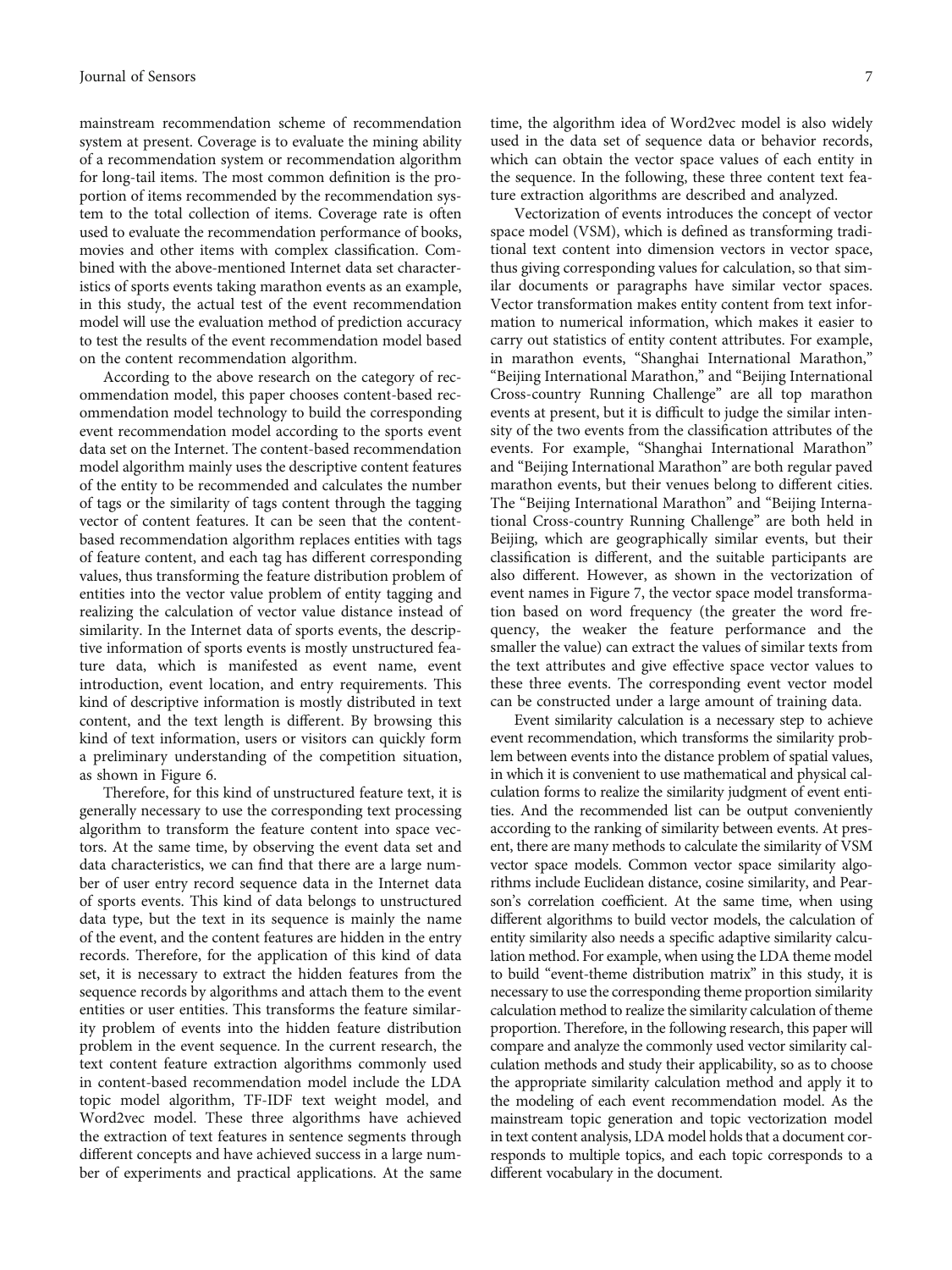mainstream recommendation scheme of recommendation system at present. Coverage is to evaluate the mining ability of a recommendation system or recommendation algorithm for long-tail items. The most common definition is the proportion of items recommended by the recommendation system to the total collection of items. Coverage rate is often used to evaluate the recommendation performance of books, movies and other items with complex classification. Combined with the above-mentioned Internet data set characteristics of sports events taking marathon events as an example, in this study, the actual test of the event recommendation model will use the evaluation method of prediction accuracy to test the results of the event recommendation model based on the content recommendation algorithm.

According to the above research on the category of recommendation model, this paper chooses content-based recommendation model technology to build the corresponding event recommendation model according to the sports event data set on the Internet. The content-based recommendation model algorithm mainly uses the descriptive content features of the entity to be recommended and calculates the number of tags or the similarity of tags content through the tagging vector of content features. It can be seen that the content-based recommendation algorithm replaces entities with tags of feature content, and each tag has different corresponding values, thus transforming the feature distribution problem of entities into the vector value problem of entity tagging and realizing the calculation of vector value distance instead of similarity. In the Internet data of sports events, the descriptive information of sports events is mostly unstructured feature data, which is manifested as event name, event introduction, event location, and entry requirements. This kind of descriptive information is mostly distributed in text content, and the text length is different. By browsing this kind of text information, users or visitors can quickly form a preliminary understanding of the competition situation, as shown in Figure 6.

Therefore, for this kind of unstructured feature text, it is generally necessary to use the corresponding text processing algorithm to transform the feature content into space vectors. At the same time, by observing the event data set and data characteristics, we can find that there are a large number of user entry record sequence data in the Internet data of sports events. This kind of data belongs to unstructured data type, but the text in its sequence is mainly the name of the event, and the content features are hidden in the entry records. Therefore, for the application of this kind of data set, it is necessary to extract the hidden features from the sequence records by algorithms and attach them to the event entities or user entities. This transforms the feature similarity problem of events into the hidden feature distribution problem in the event sequence. In the current research, the text content feature extraction algorithms commonly used in content-based recommendation model include the LDA topic model algorithm, TF-IDF text weight model, and Word2vec model. These three algorithms have achieved the extraction of text features in sentence segments through different concepts and have achieved success in a large number of experiments and practical applications. At the same time, the algorithm idea of Word2vec model is also widely used in the data set of sequence data or behavior records, which can obtain the vector space values of each entity in the sequence. In the following, these three content text feature extraction algorithms are described and analyzed.

Vectorization of events introduces the concept of vector space model (VSM), which is defined as transforming traditional text content into dimension vectors in vector space, thus giving corresponding values for calculation, so that similar documents or paragraphs have similar vector spaces. Vector transformation makes entity content from text information to numerical information, which makes it easier to carry out statistics of entity content attributes. For example, in marathon events, "Shanghai International Marathon," "Beijing International Marathon," and "Beijing International Cross-country Running Challenge" are all top marathon events at present, but it is difficult to judge the similar intensity of the two events from the classification attributes of the events. For example, "Shanghai International Marathon" and "Beijing International Marathon" are both regular paved marathon events, but their venues belong to different cities. The "Beijing International Marathon" and "Beijing International Cross-country Running Challenge" are both held in Beijing, which are geographically similar events, but their classification is different, and the suitable participants are also different. However, as shown in the vectorization of event names in Figure 7, the vector space model transformation based on word frequency (the greater the word frequency, the weaker the feature performance and the smaller the value) can extract the values of similar texts from the text attributes and give effective space vector values to these three events. The corresponding event vector model can be constructed under a large amount of training data.

Event similarity calculation is a necessary step to achieve event recommendation, which transforms the similarity problem between events into the distance problem of spatial values, in which it is convenient to use mathematical and physical calculation forms to realize the similarity judgment of event entities. And the recommended list can be output conveniently according to the ranking of similarity between events. At present, there are many methods to calculate the similarity of VSM vector space models. Common vector space similarity algorithms include Euclidean distance, cosine similarity, and Pearson's correlation coefficient. At the same time, when using different algorithms to build vector models, the calculation of entity similarity also needs a specific adaptive similarity calculation method. For example, when using the LDA theme model to build "event-theme distribution matrix" in this study, it is necessary to use the corresponding theme proportion similarity calculation method to realize the similarity calculation of theme proportion. Therefore, in the following research, this paper will compare and analyze the commonly used vector similarity calculation methods and study their applicability, so as to choose the appropriate similarity calculation method and apply it to the modeling of each event recommendation model. As the mainstream topic generation and topic vectorization model in text content analysis, LDA model holds that a document corresponds to multiple topics, and each topic corresponds to a different vocabulary in the document.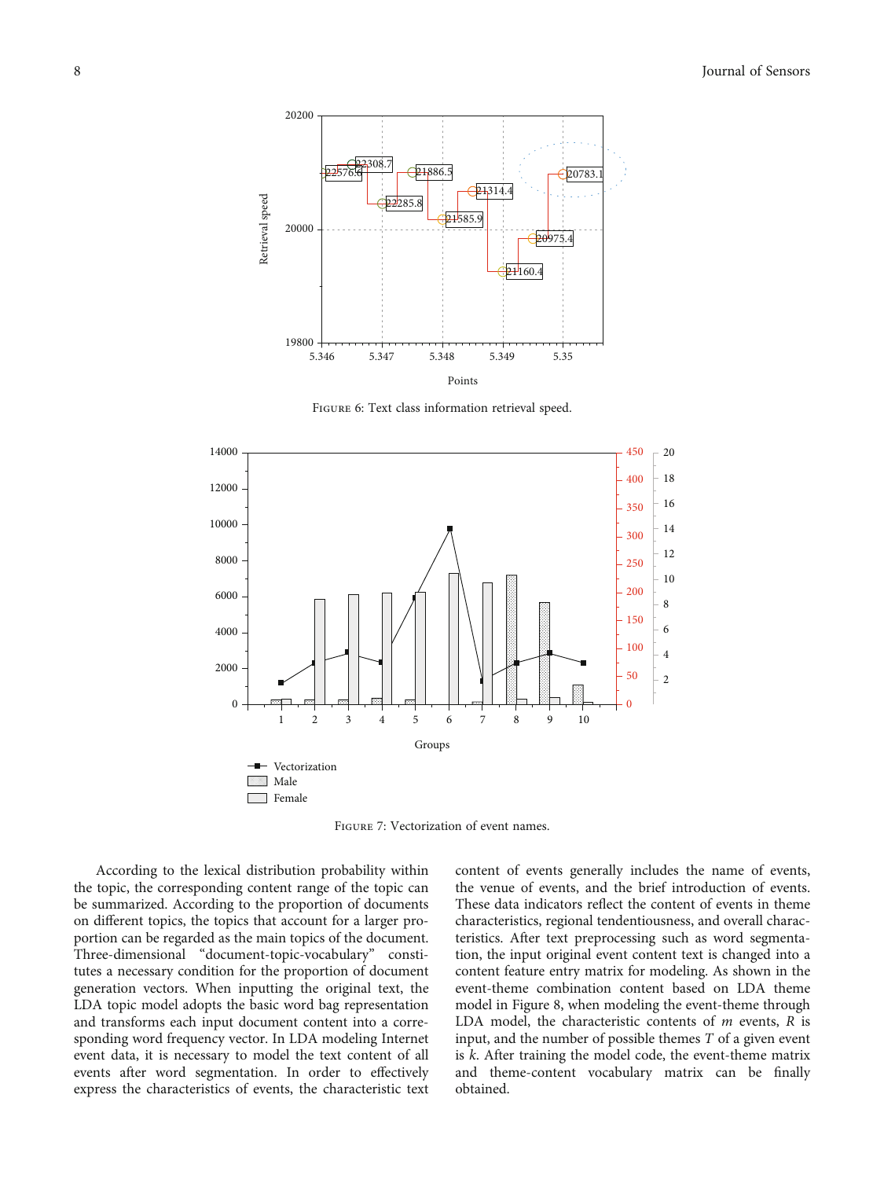Figure 6: Text class information retrieval speed.

Figure 7: Vectorization of event names.

According to the lexical distribution probability within the topic, the corresponding content range of the topic can be summarized. According to the proportion of documents on different topics, the topics that account for a larger proportion can be regarded as the main topics of the document. Three-dimensional "document-topic-vocabulary" constitutes a necessary condition for the proportion of document generation vectors. When inputting the original text, the LDA topic model adopts the basic word bag representation and transforms each input document content into a corresponding word frequency vector. In LDA modeling Internet event data, it is necessary to model the text content of all events after word segmentation. In order to effectively express the characteristics of events, the characteristic text content of events generally includes the name of events, the venue of events, and the brief introduction of events. These data indicators reflect the content of events in theme characteristics, regional tendentiousness, and overall characteristics. After text preprocessing such as word segmentation, the input original event content text is changed into a content feature entry matrix for modeling. As shown in the event-theme combination content based on LDA theme model in Figure 8, when modeling the event-theme through LDA model, the characteristic contents of $m$ events, $R$ is input, and the number of possible themes $T$ of a given event is $k$. After training the model code, the event-theme matrix and theme-content vocabulary matrix can be finally obtained.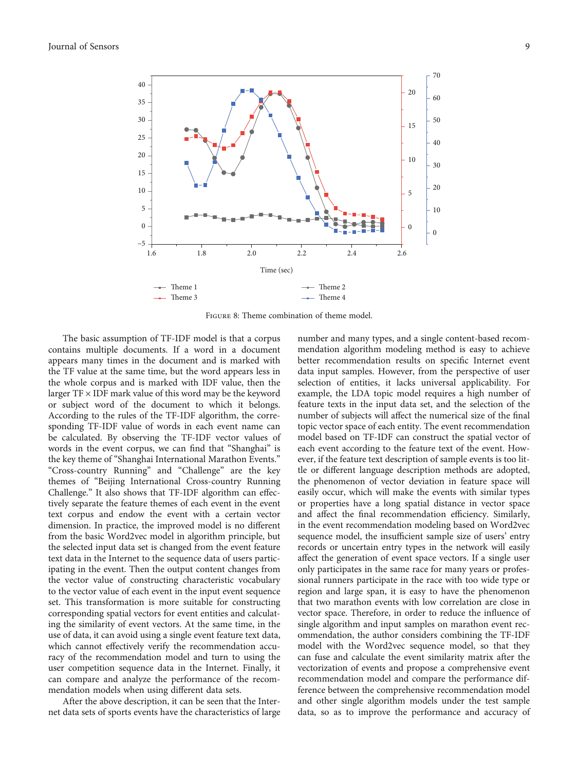Figure 8: Theme combination of theme model.

The basic assumption of TF-IDF model is that a corpus contains multiple documents. If a word in a document appears many times in the document and is marked with the TF value at the same time, but the word appears less in the whole corpus and is marked with IDF value, then the larger TF × IDF mark value of this word may be the keyword or subject word of the document to which it belongs. According to the rules of the TF-IDF algorithm, the corresponding TF-IDF value of words in each event name can be calculated. By observing the TF-IDF vector values of words in the event corpus, we can find that "Shanghai" is the key theme of "Shanghai International Marathon Events." "Cross-country Running" and "Challenge" are the key themes of "Beijing International Cross-country Running Challenge." It also shows that TF-IDF algorithm can effectively separate the feature themes of each event in the event text corpus and endow the event with a certain vector dimension. In practice, the improved model is no different from the basic Word2vec model in algorithm principle, but the selected input data set is changed from the event feature text data in the Internet to the sequence data of users participating in the event. Then the output content changes from the vector value of constructing characteristic vocabulary to the vector value of each event in the input event sequence set. This transformation is more suitable for constructing corresponding spatial vectors for event entities and calculating the similarity of event vectors. At the same time, in the use of data, it can avoid using a single event feature text data, which cannot effectively verify the recommendation accuracy of the recommendation model and turn to using the user competition sequence data in the Internet. Finally, it can compare and analyze the performance of the recommendation models when using different data sets.

After the above description, it can be seen that the Internet data sets of sports events have the characteristics of large number and many types, and a single content-based recommendation algorithm modeling method is easy to achieve better recommendation results on specific Internet event data input samples. However, from the perspective of user selection of entities, it lacks universal applicability. For example, the LDA topic model requires a high number of feature texts in the input data set, and the selection of the number of subjects will affect the numerical size of the final topic vector space of each entity. The event recommendation model based on TF-IDF can construct the spatial vector of each event according to the feature text of the event. However, if the feature text description of sample events is too little or different language description methods are adopted, the phenomenon of vector deviation in feature space will easily occur, which will make the events with similar types or properties have a long spatial distance in vector space and affect the final recommendation efficiency. Similarly, in the event recommendation modeling based on Word2vec sequence model, the insufficient sample size of users' entry records or uncertain entry types in the network will easily affect the generation of event space vectors. If a single user only participates in the same race for many years or professional runners participate in the race with too wide type or region and large span, it is easy to have the phenomenon that two marathon events with low correlation are close in vector space. Therefore, in order to reduce the influence of single algorithm and input samples on marathon event recommendation, the author considers combining the TF-IDF model with the Word2vec sequence model, so that they can fuse and calculate the event similarity matrix after the vectorization of events and propose a comprehensive event recommendation model and compare the performance difference between the comprehensive recommendation model and other single algorithm models under the test sample data, so as to improve the performance and accuracy of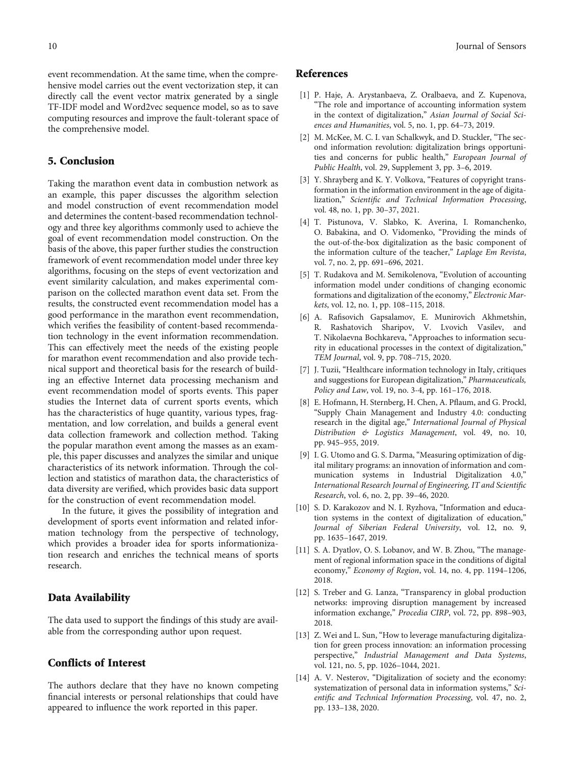event recommendation. At the same time, when the comprehensive model carries out the event vectorization step, it can directly call the event vector matrix generated by a single TF-IDF model and Word2vec sequence model, so as to save computing resources and improve the fault-tolerant space of the comprehensive model.

## 5. Conclusion

Taking the marathon event data in combustion network as an example, this paper discusses the algorithm selection and model construction of event recommendation model and determines the content-based recommendation technology and three key algorithms commonly used to achieve the goal of event recommendation model construction. On the basis of the above, this paper further studies the construction framework of event recommendation model under three key algorithms, focusing on the steps of event vectorization and event similarity calculation, and makes experimental comparison on the collected marathon event data set. From the results, the constructed event recommendation model has a good performance in the marathon event recommendation, which verifies the feasibility of content-based recommendation technology in the event information recommendation. This can effectively meet the needs of the existing people for marathon event recommendation and also provide technical support and theoretical basis for the research of building an effective Internet data processing mechanism and event recommendation model of sports events. This paper studies the Internet data of current sports events, which has the characteristics of huge quantity, various types, fragmentation, and low correlation, and builds a general event data collection framework and collection method. Taking the popular marathon event among the masses as an example, this paper discusses and analyzes the similar and unique characteristics of its network information. Through the collection and statistics of marathon data, the characteristics of data diversity are verified, which provides basic data support for the construction of event recommendation model.

In the future, it gives the possibility of integration and development of sports event information and related information technology from the perspective of technology, which provides a broader idea for sports informationization research and enriches the technical means of sports research.

## Data Availability

The data used to support the findings of this study are available from the corresponding author upon request.

## Conflicts of Interest

The authors declare that they have no known competing financial interests or personal relationships that could have appeared to influence the work reported in this paper.

## References

[1] P. Haje, A. Arystanbaeva, Z. Oralbaeva, and Z. Kupenova, "The role and importance of accounting information system in the context of digitalization," *Asian Journal of Social Sciences and Humanities*, vol. 5, no. 1, pp. 64–73, 2019.

[2] M. McKee, M. C. I. van Schalkwyk, and D. Stuckler, "The second information revolution: digitalization brings opportunities and concerns for public health," *European Journal of Public Health*, vol. 29, Supplement 3, pp. 3–6, 2019.

[3] Y. Shrayberg and K. Y. Volkova, "Features of copyright transformation in the information environment in the age of digitalization," *Scientific and Technical Information Processing*, vol. 48, no. 1, pp. 30–37, 2021.

[4] T. Pistunova, V. Slabko, K. Averina, I. Romanchenko, O. Babakina, and O. Vidomenko, "Providing the minds of the out-of-the-box digitalization as the basic component of the information culture of the teacher," *Laplage Em Revista*, vol. 7, no. 2, pp. 691–696, 2021.

[5] T. Rudakova and M. Semikolenova, "Evolution of accounting information model under conditions of changing economic formations and digitalization of the economy," *Electronic Markets*, vol. 12, no. 1, pp. 108–115, 2018.

[6] A. Rafisovich Gapsalamov, E. Munirovich Akhmetshin, R. Rashatovich Sharipov, V. Lvovich Vasilev, and T. Nikolaevna Bochkareva, "Approaches to information security in educational processes in the context of digitalization," *TEM Journal*, vol. 9, pp. 708–715, 2020.

[7] J. Tuzii, "Healthcare information technology in Italy, critiques and suggestions for European digitalization," *Pharmaceuticals, Policy and Law*, vol. 19, no. 3-4, pp. 161–176, 2018.

[8] E. Hofmann, H. Sternberg, H. Chen, A. Pflaum, and G. Prockl, "Supply Chain Management and Industry 4.0: conducting research in the digital age," *International Journal of Physical Distribution & Logistics Management*, vol. 49, no. 10, pp. 945–955, 2019.

[9] I. G. Utomo and G. S. Darma, "Measuring optimization of digital military programs: an innovation of information and communication systems in Industrial Digitalization 4.0," *International Research Journal of Engineering, IT and Scientific Research*, vol. 6, no. 2, pp. 39–46, 2020.

[10] S. D. Karakozov and N. I. Ryzhova, "Information and education systems in the context of digitalization of education," *Journal of Siberian Federal University*, vol. 12, no. 9, pp. 1635–1647, 2019.

[11] S. A. Dyatlov, O. S. Lobanov, and W. B. Zhou, "The management of regional information space in the conditions of digital economy," *Economy of Region*, vol. 14, no. 4, pp. 1194–1206, 2018.

[12] S. Treber and G. Lanza, "Transparency in global production networks: improving disruption management by increased information exchange," *Procedia CIRP*, vol. 72, pp. 898–903, 2018.

[13] Z. Wei and L. Sun, "How to leverage manufacturing digitalization for green process innovation: an information processing perspective," *Industrial Management and Data Systems*, vol. 121, no. 5, pp. 1026–1044, 2021.

[14] A. V. Nesterov, "Digitalization of society and the economy: systematization of personal data in information systems," *Scientific and Technical Information Processing*, vol. 47, no. 2, pp. 133–138, 2020.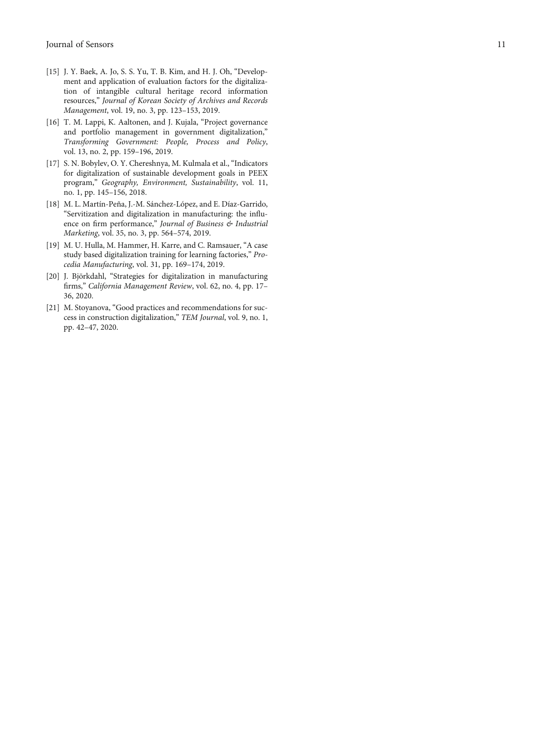[15] J. Y. Baek, A. Jo, S. S. Yu, T. B. Kim, and H. J. Oh, "Development and application of evaluation factors for the digitalization of intangible cultural heritage record information resources," *Journal of Korean Society of Archives and Records Management*, vol. 19, no. 3, pp. 123–153, 2019.

[16] T. M. Lappi, K. Aaltonen, and J. Kujala, "Project governance and portfolio management in government digitalization," *Transforming Government: People, Process and Policy*, vol. 13, no. 2, pp. 159–196, 2019.

[17] S. N. Bobylev, O. Y. Chereshnya, M. Kulmala et al., "Indicators for digitalization of sustainable development goals in PEEX program," *Geography, Environment, Sustainability*, vol. 11, no. 1, pp. 145–156, 2018.

[18] M. L. Martín-Peña, J.-M. Sánchez-López, and E. Díaz-Garrido, "Servitization and digitalization in manufacturing: the influence on firm performance," *Journal of Business & Industrial Marketing*, vol. 35, no. 3, pp. 564–574, 2019.

[19] M. U. Hulla, M. Hammer, H. Karre, and C. Ramsauer, "A case study based digitalization training for learning factories," *Procedia Manufacturing*, vol. 31, pp. 169–174, 2019.

[20] J. Björkdahl, "Strategies for digitalization in manufacturing firms," *California Management Review*, vol. 62, no. 4, pp. 17–36, 2020.

[21] M. Stoyanova, "Good practices and recommendations for success in construction digitalization," *TEM Journal*, vol. 9, no. 1, pp. 42–47, 2020.